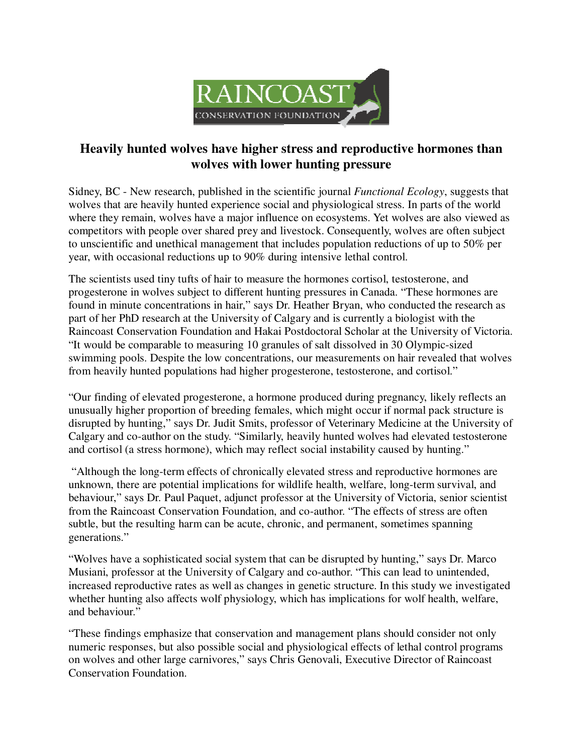# Heavily hunted wolves have higher stress and reproductive hormones than wolves with lower hunting pressure

Sidney, BC - New research, published in the scientific journal *Functional Ecology*, suggests that wolves that are heavily hunted experience social and physiological stress. In parts of the world where they remain, wolves have a major influence on ecosystems. Yet wolves are also viewed as competitors with people over shared prey and livestock. Consequently, wolves are often subject to unscientific and unethical management that includes population reductions of up to 50% per year, with occasional reductions up to 90% during intensive lethal control.

The scientists used tiny tufts of hair to measure the hormones cortisol, testosterone, and progesterone in wolves subject to different hunting pressures in Canada. "These hormones are found in minute concentrations in hair," says Dr. Heather Bryan, who conducted the research as part of her PhD research at the University of Calgary and is currently a biologist with the Raincoast Conservation Foundation and Hakai Postdoctoral Scholar at the University of Victoria. "It would be comparable to measuring 10 granules of salt dissolved in 30 Olympic-sized swimming pools. Despite the low concentrations, our measurements on hair revealed that wolves from heavily hunted populations had higher progesterone, testosterone, and cortisol."

"Our finding of elevated progesterone, a hormone produced during pregnancy, likely reflects an unusually higher proportion of breeding females, which might occur if normal pack structure is disrupted by hunting," says Dr. Judit Smits, professor of Veterinary Medicine at the University of Calgary and co-author on the study. "Similarly, heavily hunted wolves had elevated testosterone and cortisol (a stress hormone), which may reflect social instability caused by hunting."

"Although the long-term effects of chronically elevated stress and reproductive hormones are unknown, there are potential implications for wildlife health, welfare, long-term survival, and behaviour," says Dr. Paul Paquet, adjunct professor at the University of Victoria, senior scientist from the Raincoast Conservation Foundation, and co-author. "The effects of stress are often subtle, but the resulting harm can be acute, chronic, and permanent, sometimes spanning generations."

"Wolves have a sophisticated social system that can be disrupted by hunting," says Dr. Marco Musiani, professor at the University of Calgary and co-author. "This can lead to unintended, increased reproductive rates as well as changes in genetic structure. In this study we investigated whether hunting also affects wolf physiology, which has implications for wolf health, welfare, and behaviour."

"These findings emphasize that conservation and management plans should consider not only numeric responses, but also possible social and physiological effects of lethal control programs on wolves and other large carnivores," says Chris Genovali, Executive Director of Raincoast Conservation Foundation.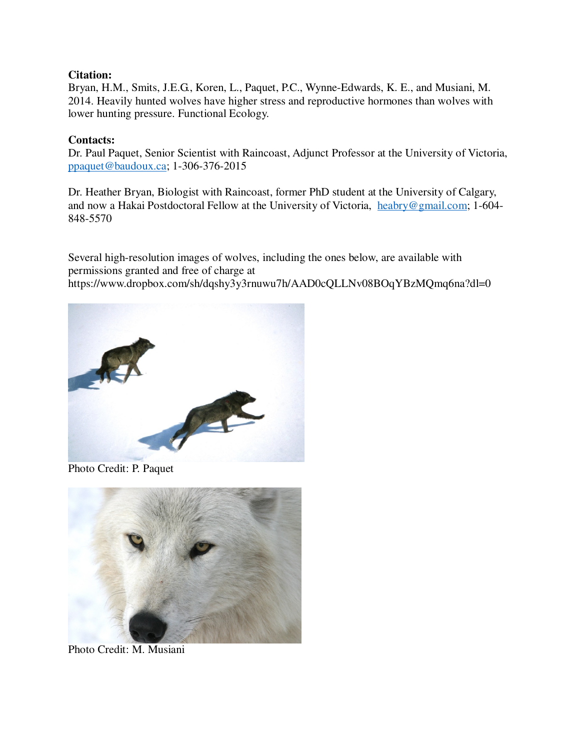**Citation:**
Bryan, H.M., Smits, J.E.G., Koren, L., Paquet, P.C., Wynne-Edwards, K. E., and Musiani, M. 2014. Heavily hunted wolves have higher stress and reproductive hormones than wolves with lower hunting pressure. Functional Ecology.

**Contacts:**
Dr. Paul Paquet, Senior Scientist with Raincoast, Adjunct Professor at the University of Victoria, ppaquet@baudoux.ca; 1-306-376-2015

Dr. Heather Bryan, Biologist with Raincoast, former PhD student at the University of Calgary, and now a Hakai Postdoctoral Fellow at the University of Victoria, heabry@gmail.com; 1-604-848-5570

Several high-resolution images of wolves, including the ones below, are available with permissions granted and free of charge at https://www.dropbox.com/sh/dqshy3y3rnuwu7h/AAD0cQLLNv08BOqYBzMQmq6na?dl=0

Photo Credit: P. Paquet

Photo Credit: M. Musiani